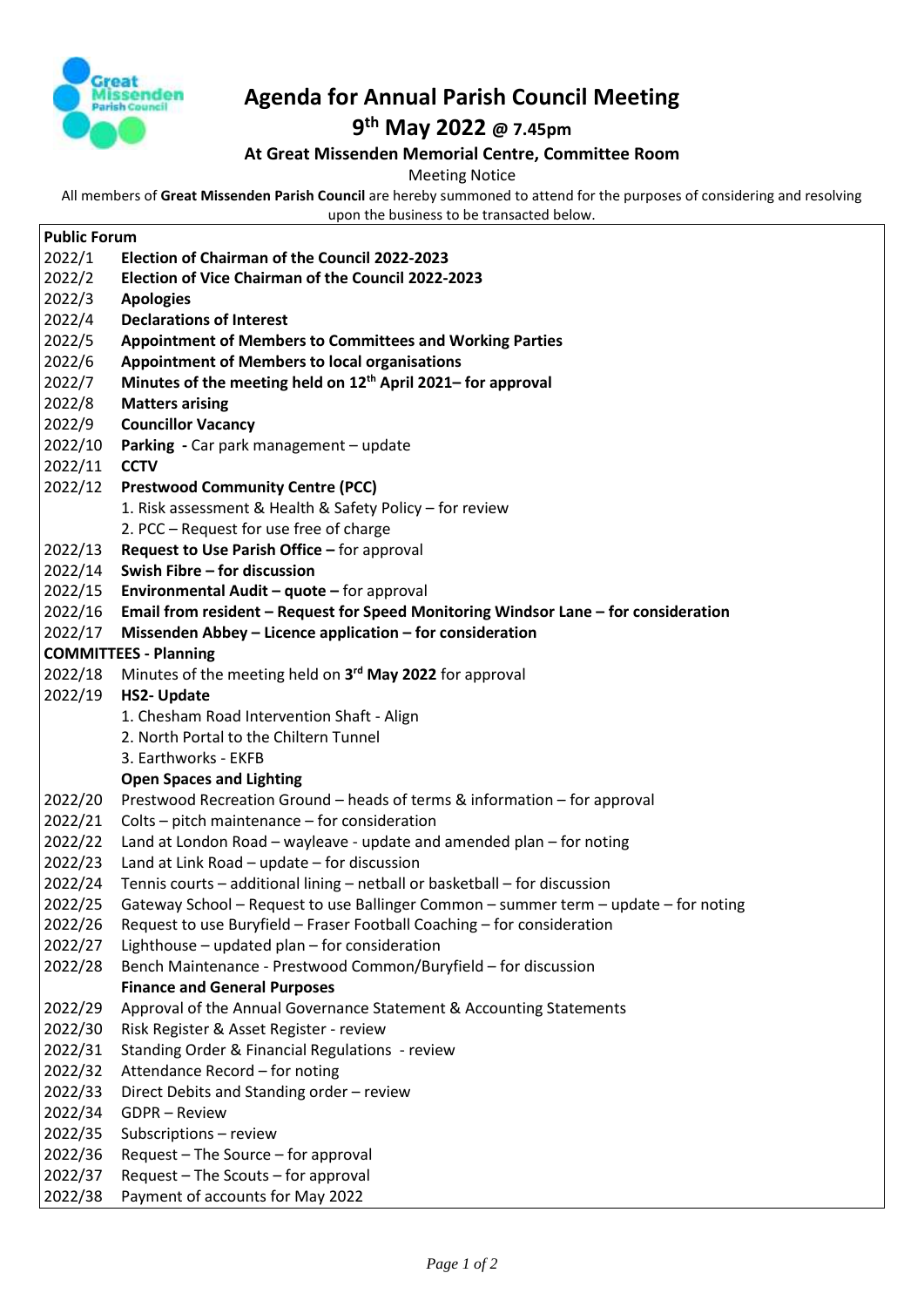# Agenda for Annual Parish Council Meeting

## 9th May 2022 @ 7.45pm

### At Great Missenden Memorial Centre, Committee Room

Meeting Notice

All members of **Great Missenden Parish Council** are hereby summoned to attend for the purposes of considering and resolving upon the business to be transacted below.

**Public Forum**

| | |
|---|---|
| 2022/1 | **Election of Chairman of the Council 2022-2023** |
| 2022/2 | **Election of Vice Chairman of the Council 2022-2023** |
| 2022/3 | **Apologies** |
| 2022/4 | **Declarations of Interest** |
| 2022/5 | **Appointment of Members to Committees and Working Parties** |
| 2022/6 | **Appointment of Members to local organisations** |
| 2022/7 | **Minutes of the meeting held on 12th April 2021– for approval** |
| 2022/8 | **Matters arising** |
| 2022/9 | **Councillor Vacancy** |
| 2022/10 | **Parking -** Car park management – update |
| 2022/11 | **CCTV** |
| 2022/12 | **Prestwood Community Centre (PCC)**<br>1. Risk assessment & Health & Safety Policy – for review<br>2. PCC – Request for use free of charge |
| 2022/13 | **Request to Use Parish Office –** for approval |
| 2022/14 | **Swish Fibre – for discussion** |
| 2022/15 | **Environmental Audit – quote –** for approval |
| 2022/16 | **Email from resident – Request for Speed Monitoring Windsor Lane – for consideration** |
| 2022/17 | **Missenden Abbey – Licence application – for consideration** |

**COMMITTEES - Planning**

| | |
|---|---|
| 2022/18 | Minutes of the meeting held on **3rd May 2022** for approval |
| 2022/19 | **HS2- Update**<br>1. Chesham Road Intervention Shaft - Align<br>2. North Portal to the Chiltern Tunnel<br>3. Earthworks - EKFB |
| | **Open Spaces and Lighting** |
| 2022/20 | Prestwood Recreation Ground – heads of terms & information – for approval |
| 2022/21 | Colts – pitch maintenance – for consideration |
| 2022/22 | Land at London Road – wayleave - update and amended plan – for noting |
| 2022/23 | Land at Link Road – update – for discussion |
| 2022/24 | Tennis courts – additional lining – netball or basketball – for discussion |
| 2022/25 | Gateway School – Request to use Ballinger Common – summer term – update – for noting |
| 2022/26 | Request to use Buryfield – Fraser Football Coaching – for consideration |
| 2022/27 | Lighthouse – updated plan – for consideration |
| 2022/28 | Bench Maintenance - Prestwood Common/Buryfield – for discussion |
| | **Finance and General Purposes** |
| 2022/29 | Approval of the Annual Governance Statement & Accounting Statements |
| 2022/30 | Risk Register & Asset Register - review |
| 2022/31 | Standing Order & Financial Regulations - review |
| 2022/32 | Attendance Record – for noting |
| 2022/33 | Direct Debits and Standing order – review |
| 2022/34 | GDPR – Review |
| 2022/35 | Subscriptions – review |
| 2022/36 | Request – The Source – for approval |
| 2022/37 | Request – The Scouts – for approval |
| 2022/38 | Payment of accounts for May 2022 |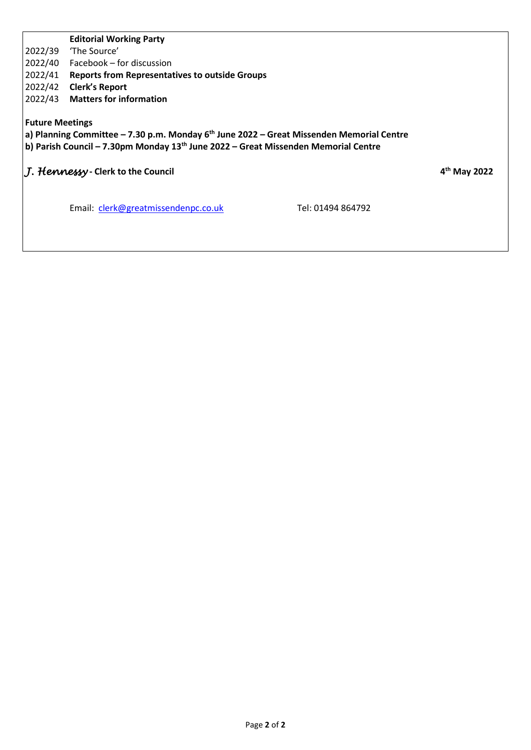**Editorial Working Party**

2022/39 'The Source'

2022/40 Facebook – for discussion

2022/41 **Reports from Representatives to outside Groups**

2022/42 **Clerk's Report**

2022/43 **Matters for information**

**Future Meetings**

**a) Planning Committee – 7.30 p.m. Monday 6th June 2022 – Great Missenden Memorial Centre**

**b) Parish Council – 7.30pm Monday 13th June 2022 – Great Missenden Memorial Centre**

*J. Hennessy* **- Clerk to the Council** **4th May 2022**

Email: clerk@greatmissendenpc.co.uk Tel: 01494 864792